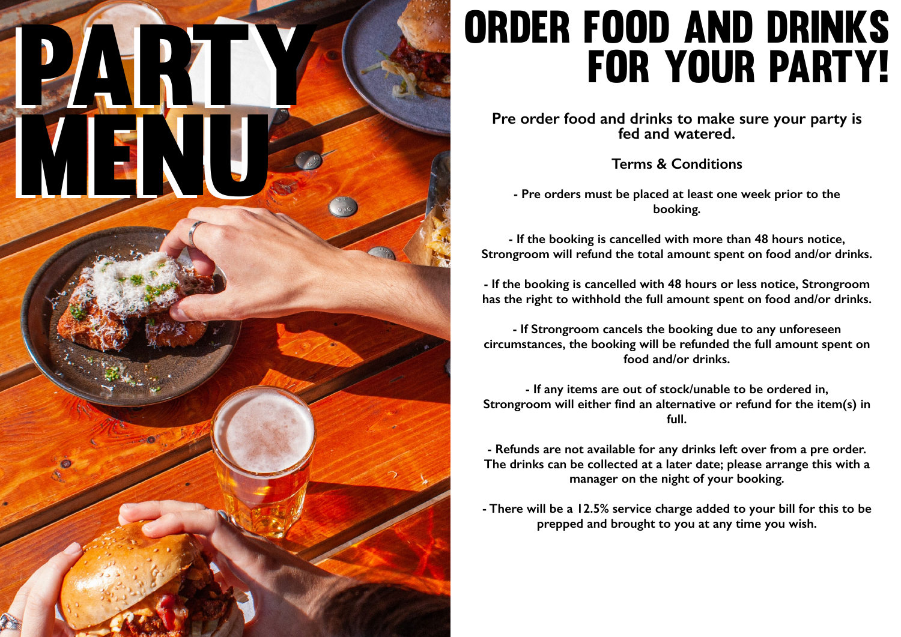# PARTY MENU

# ORDER FOOD AND DRINKS FOR YOUR PARTY!

**Pre order food and drinks to make sure your party is fed and watered.**

**Terms & Conditions**

**- Pre orders must be placed at least one week prior to the booking.**

**- If the booking is cancelled with more than 48 hours notice, Strongroom will refund the total amount spent on food and/or drinks.**

**- If the booking is cancelled with 48 hours or less notice, Strongroom has the right to withhold the full amount spent on food and/or drinks.**

**- If Strongroom cancels the booking due to any unforeseen circumstances, the booking will be refunded the full amount spent on food and/or drinks.**

**- If any items are out of stock/unable to be ordered in, Strongroom will either find an alternative or refund for the item(s) in full.**

**- Refunds are not available for any drinks left over from a pre order. The drinks can be collected at a later date; please arrange this with a manager on the night of your booking.**

**- There will be a 12.5% service charge added to your bill for this to be prepped and brought to you at any time you wish.**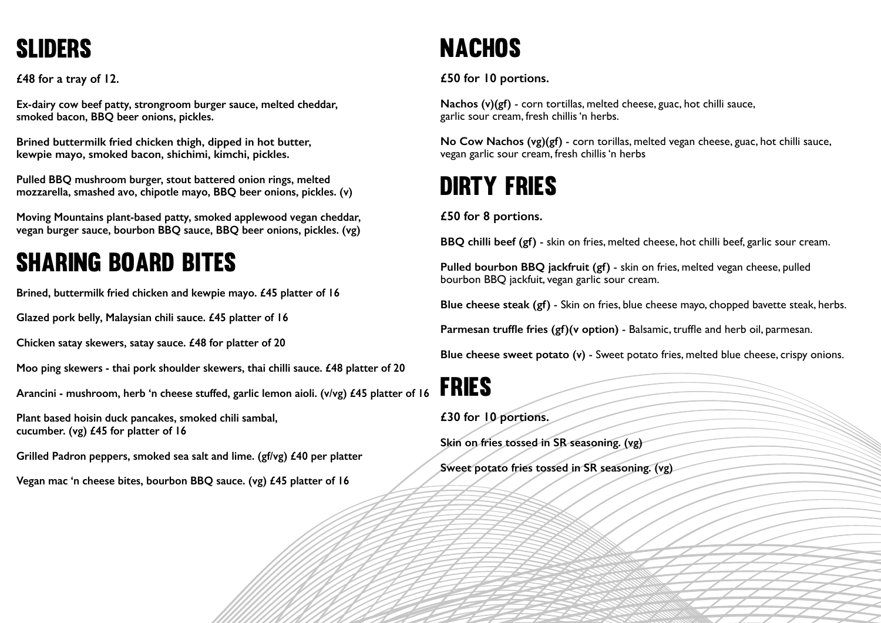# SLIDERS

**£48 for a tray of 12.**

**Ex-dairy cow beef patty, strongroom burger sauce, melted cheddar, smoked bacon, BBQ beer onions, pickles.**

**Brined buttermilk fried chicken thigh, dipped in hot butter, kewpie mayo, smoked bacon, shichimi, kimchi, pickles.**

**Pulled BBQ mushroom burger, stout battered onion rings, melted mozzarella, smashed avo, chipotle mayo, BBQ beer onions, pickles. (v)**

**Moving Mountains plant-based patty, smoked applewood vegan cheddar, vegan burger sauce, bourbon BBQ sauce, BBQ beer onions, pickles. (vg)**

# SHARING BOARD BITES

**Brined, buttermilk fried chicken and kewpie mayo. £45 platter of 16**

**Glazed pork belly, Malaysian chili sauce. £45 platter of 16**

**Chicken satay skewers, satay sauce. £48 for platter of 20**

**Moo ping skewers - thai pork shoulder skewers, thai chilli sauce. £48 platter of 20**

**Arancini - mushroom, herb 'n cheese stuffed, garlic lemon aioli. (v/vg) £45 platter of 16**

**Plant based hoisin duck pancakes, smoked chili sambal, cucumber. (vg) £45 for platter of 16**

**Grilled Padron peppers, smoked sea salt and lime. (gf/vg) £40 per platter**

**Vegan mac 'n cheese bites, bourbon BBQ sauce. (vg) £45 platter of 16**

# NACHOS

**£50 for 10 portions.**

**Nachos (v)(gf)** - corn tortillas, melted cheese, guac, hot chilli sauce, garlic sour cream, fresh chillis 'n herbs.

**No Cow Nachos (vg)(gf)** - corn torillas, melted vegan cheese, guac, hot chilli sauce, vegan garlic sour cream, fresh chillis 'n herbs

# DIRTY FRIES

**£50 for 8 portions.**

**BBQ chilli beef (gf)** - skin on fries, melted cheese, hot chilli beef, garlic sour cream.

**Pulled bourbon BBQ jackfruit (gf)** - skin on fries, melted vegan cheese, pulled bourbon BBQ jackfuit, vegan garlic sour cream.

**Blue cheese steak (gf)** - Skin on fries, blue cheese mayo, chopped bavette steak, herbs.

**Parmesan truffle fries (gf)(v option)** - Balsamic, truffle and herb oil, parmesan.

**Blue cheese sweet potato (v)** - Sweet potato fries, melted blue cheese, crispy onions.

# FRIES

**£30 for 10 portions.**

**Skin on fries tossed in SR seasoning. (vg)**

**Sweet potato fries tossed in SR seasoning. (vg)**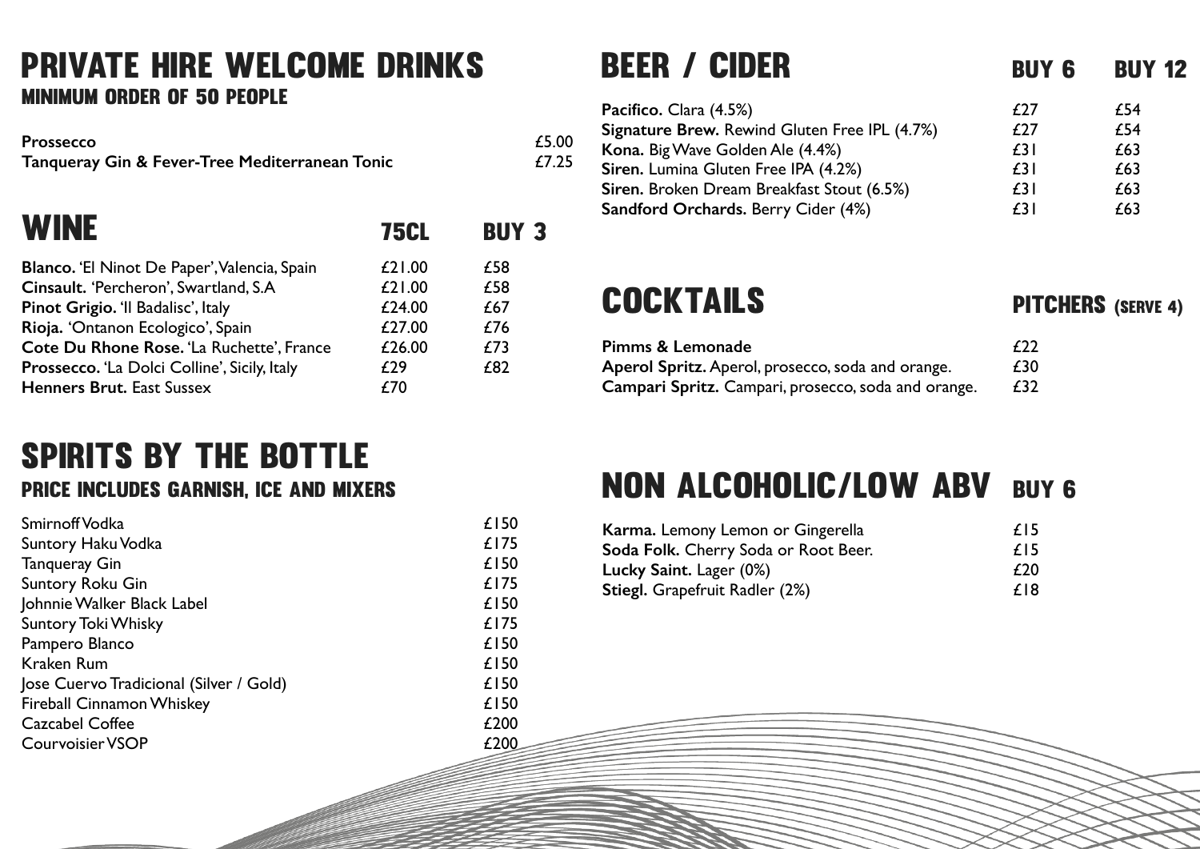# PRIVATE HIRE WELCOME DRINKS

## MINIMUM ORDER OF 50 PEOPLE

| | |
|---|---|
| **Prossecco** | £5.00 |
| **Tanqueray Gin & Fever-Tree Mediterranean Tonic** | £7.25 |

# WINE

| | 75CL | BUY 3 |
|---|---|---|
| **Blanco.** 'El Ninot De Paper', Valencia, Spain | £21.00 | £58 |
| **Cinsault.** 'Percheron', Swartland, S.A | £21.00 | £58 |
| **Pinot Grigio.** 'Il Badalisc', Italy | £24.00 | £67 |
| **Rioja.** 'Ontanon Ecologico', Spain | £27.00 | £76 |
| **Cote Du Rhone Rose.** 'La Ruchette', France | £26.00 | £73 |
| **Prossecco.** 'La Dolci Colline', Sicily, Italy | £29 | £82 |
| **Henners Brut.** East Sussex | £70 | |

# SPIRITS BY THE BOTTLE

## PRICE INCLUDES GARNISH, ICE AND MIXERS

| | |
|---|---|
| Smirnoff Vodka | £150 |
| Suntory Haku Vodka | £175 |
| Tanqueray Gin | £150 |
| Suntory Roku Gin | £175 |
| Johnnie Walker Black Label | £150 |
| Suntory Toki Whisky | £175 |
| Pampero Blanco | £150 |
| Kraken Rum | £150 |
| Jose Cuervo Tradicional (Silver / Gold) | £150 |
| Fireball Cinnamon Whiskey | £150 |
| Cazcabel Coffee | £200 |
| Courvoisier VSOP | £200 |

# BEER / CIDER

| | BUY 6 | BUY 12 |
|---|---|---|
| **Pacifico.** Clara (4.5%) | £27 | £54 |
| **Signature Brew.** Rewind Gluten Free IPL (4.7%) | £27 | £54 |
| **Kona.** Big Wave Golden Ale (4.4%) | £31 | £63 |
| **Siren.** Lumina Gluten Free IPA (4.2%) | £31 | £63 |
| **Siren.** Broken Dream Breakfast Stout (6.5%) | £31 | £63 |
| **Sandford Orchards.** Berry Cider (4%) | £31 | £63 |

# COCKTAILS

| | PITCHERS (SERVE 4) |
|---|---|
| **Pimms & Lemonade** | £22 |
| **Aperol Spritz.** Aperol, prosecco, soda and orange. | £30 |
| **Campari Spritz.** Campari, prosecco, soda and orange. | £32 |

# NON ALCOHOLIC/LOW ABV

| | BUY 6 |
|---|---|
| **Karma.** Lemony Lemon or Gingerella | £15 |
| **Soda Folk.** Cherry Soda or Root Beer. | £15 |
| **Lucky Saint.** Lager (0%) | £20 |
| **Stiegl.** Grapefruit Radler (2%) | £18 |